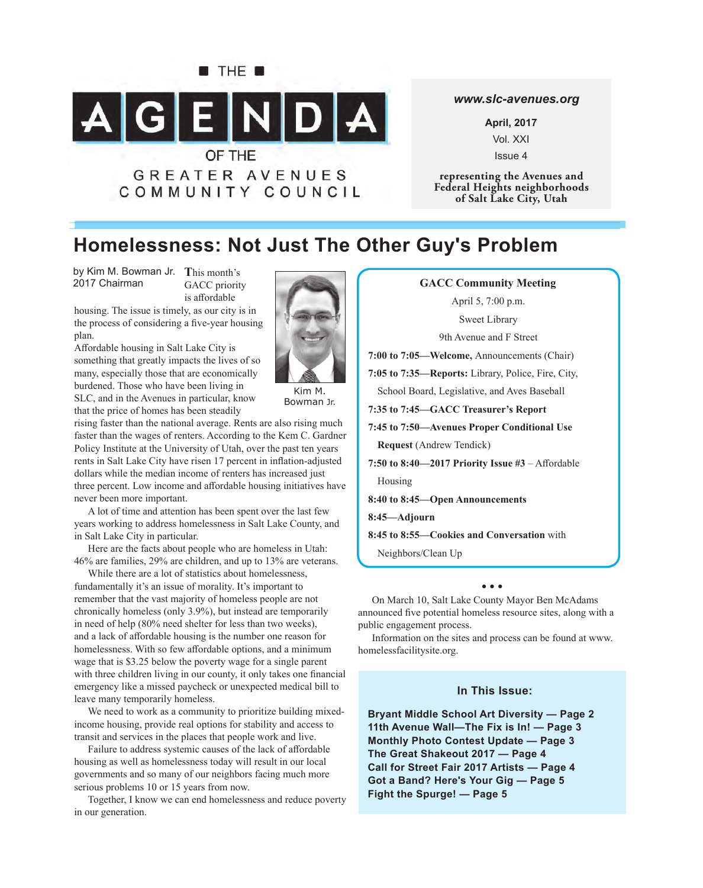THE

# AGENDA

OF THE

GREATER AVENUES COMMUNITY COUNCIL

*www.slc-avenues.org*

**April, 2017**
Vol. XXI
Issue 4

**representing the Avenues and Federal Heights neighborhoods of Salt Lake City, Utah**

# Homelessness: Not Just The Other Guy's Problem

by Kim M. Bowman Jr.
2017 Chairman

Kim M. Bowman Jr.

This month's GACC priority is affordable housing. The issue is timely, as our city is in the process of considering a five-year housing plan.

Affordable housing in Salt Lake City is something that greatly impacts the lives of so many, especially those that are economically burdened. Those who have been living in SLC, and in the Avenues in particular, know that the price of homes has been steadily rising faster than the national average. Rents are also rising much faster than the wages of renters. According to the Kem C. Gardner Policy Institute at the University of Utah, over the past ten years rents in Salt Lake City have risen 17 percent in inflation-adjusted dollars while the median income of renters has increased just three percent. Low income and affordable housing initiatives have never been more important.

A lot of time and attention has been spent over the last few years working to address homelessness in Salt Lake County, and in Salt Lake City in particular.

Here are the facts about people who are homeless in Utah: 46% are families, 29% are children, and up to 13% are veterans.

While there are a lot of statistics about homelessness, fundamentally it's an issue of morality. It's important to remember that the vast majority of homeless people are not chronically homeless (only 3.9%), but instead are temporarily in need of help (80% need shelter for less than two weeks), and a lack of affordable housing is the number one reason for homelessness. With so few affordable options, and a minimum wage that is $3.25 below the poverty wage for a single parent with three children living in our county, it only takes one financial emergency like a missed paycheck or unexpected medical bill to leave many temporarily homeless.

We need to work as a community to prioritize building mixed-income housing, provide real options for stability and access to transit and services in the places that people work and live.

Failure to address systemic causes of the lack of affordable housing as well as homelessness today will result in our local governments and so many of our neighbors facing much more serious problems 10 or 15 years from now.

Together, I know we can end homelessness and reduce poverty in our generation.

**GACC Community Meeting**

April 5, 7:00 p.m.
Sweet Library
9th Avenue and F Street

**7:00 to 7:05—Welcome,** Announcements (Chair)
**7:05 to 7:35—Reports:** Library, Police, Fire, City, School Board, Legislative, and Aves Baseball
**7:35 to 7:45—GACC Treasurer's Report**
**7:45 to 7:50—Avenues Proper Conditional Use Request** (Andrew Tendick)
**7:50 to 8:40—2017 Priority Issue #3** – Affordable Housing
**8:40 to 8:45—Open Announcements**
**8:45—Adjourn**
**8:45 to 8:55—Cookies and Conversation** with Neighbors/Clean Up

• • •

On March 10, Salt Lake County Mayor Ben McAdams announced five potential homeless resource sites, along with a public engagement process.

Information on the sites and process can be found at www.homelessfacilitysite.org.

**In This Issue:**

**Bryant Middle School Art Diversity — Page 2**
**11th Avenue Wall—The Fix is In! — Page 3**
**Monthly Photo Contest Update — Page 3**
**The Great Shakeout 2017 — Page 4**
**Call for Street Fair 2017 Artists — Page 4**
**Got a Band? Here's Your Gig — Page 5**
**Fight the Spurge! — Page 5**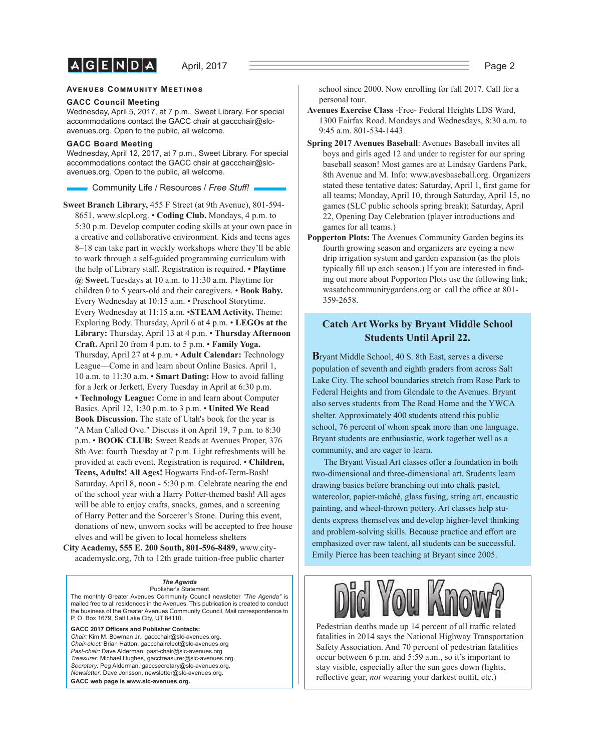## Avenues Community Meetings

### GACC Council Meeting

Wednesday, April 5, 2017, at 7 p.m., Sweet Library. For special accommodations contact the GACC chair at gaccchair@slc-avenues.org. Open to the public, all welcome.

### GACC Board Meeting

Wednesday, April 12, 2017, at 7 p.m., Sweet Library. For special accommodations contact the GACC chair at gaccchair@slc-avenues.org. Open to the public, all welcome.

### Community Life / Resources / *Free Stuff!*

**Sweet Branch Library,** 455 F Street (at 9th Avenue), 801-594-8651, www.slcpl.org. • **Coding Club.** Mondays, 4 p.m. to 5:30 p.m. Develop computer coding skills at your own pace in a creative and collaborative environment. Kids and teens ages 8–18 can take part in weekly workshops where they'll be able to work through a self-guided programming curriculum with the help of Library staff. Registration is required. • **Playtime @ Sweet.** Tuesdays at 10 a.m. to 11:30 a.m. Playtime for children 0 to 5 years-old and their caregivers. • **Book Baby.** Every Wednesday at 10:15 a.m. • Preschool Storytime. Every Wednesday at 11:15 a.m. •**STEAM Activity.** Theme: Exploring Body. Thursday, April 6 at 4 p.m. • **LEGOs at the Library:** Thursday, April 13 at 4 p.m. • **Thursday Afternoon Craft.** April 20 from 4 p.m. to 5 p.m. • **Family Yoga.** Thursday, April 27 at 4 p.m. • **Adult Calendar:** Technology League—Come in and learn about Online Basics. April 1, 10 a.m. to 11:30 a.m. • **Smart Dating:** How to avoid falling for a Jerk or Jerkett, Every Tuesday in April at 6:30 p.m. • **Technology League:** Come in and learn about Computer Basics. April 12, 1:30 p.m. to 3 p.m. • **United We Read Book Discussion.** The state of Utah's book for the year is "A Man Called Ove." Discuss it on April 19, 7 p.m. to 8:30 p.m. • **BOOK CLUB:** Sweet Reads at Avenues Proper, 376 8th Ave: fourth Tuesday at 7 p.m. Light refreshments will be provided at each event. Registration is required. • **Children, Teens, Adults! All Ages!** Hogwarts End-of-Term-Bash! Saturday, April 8, noon - 5:30 p.m. Celebrate nearing the end of the school year with a Harry Potter-themed bash! All ages will be able to enjoy crafts, snacks, games, and a screening of Harry Potter and the Sorcerer's Stone. During this event, donations of new, unworn socks will be accepted to free house elves and will be given to local homeless shelters

**City Academy, 555 E. 200 South, 801-596-8489,** www.city-academyslc.org, 7th to 12th grade tuition-free public charter school since 2000. Now enrolling for fall 2017. Call for a personal tour.

**Avenues Exercise Class** -Free- Federal Heights LDS Ward, 1300 Fairfax Road. Mondays and Wednesdays, 8:30 a.m. to 9:45 a.m. 801-534-1443.

**Spring 2017 Avenues Baseball**: Avenues Baseball invites all boys and girls aged 12 and under to register for our spring baseball season! Most games are at Lindsay Gardens Park, 8th Avenue and M. Info: www.avesbaseball.org. Organizers stated these tentative dates: Saturday, April 1, first game for all teams; Monday, April 10, through Saturday, April 15, no games (SLC public schools spring break); Saturday, April 22, Opening Day Celebration (player introductions and games for all teams.)

**Popperton Plots:** The Avenues Community Garden begins its fourth growing season and organizers are eyeing a new drip irrigation system and garden expansion (as the plots typically fill up each season.) If you are interested in finding out more about Popperton Plots use the following link; wasatchcommunitygardens.org or call the office at 801-359-2658.

---

**The Agenda**
Publisher's Statement

The monthly Greater Avenues Community Council newsletter *"The Agenda"* is mailed free to all residences in the Avenues. This publication is created to conduct the business of the Greater Avenues Community Council. Mail correspondence to P. O. Box 1679, Salt Lake City, UT 84110.

**GACC 2017 Officers and Publisher Contacts:**
*Chair:* Kim M. Bowman Jr., gaccchair@slc-avenues.org.
*Chair-elect:* Brian Hatton, gaccchairelect@slc-avenues.org
*Past-chair:* Dave Alderman, past-chair@slc-avenues.org
*Treasurer:* Michael Hughes, gacctreasurer@slc-avenues.org.
*Secretary:* Peg Alderman, gaccsecretary@slc-avenues.org.
*Newsletter:* Dave Jonsson, newsletter@slc-avenues.org.
**GACC web page is www.slc-avenues.org.**

---

## Catch Art Works by Bryant Middle School Students Until April 22.

Bryant Middle School, 40 S. 8th East, serves a diverse population of seventh and eighth graders from across Salt Lake City. The school boundaries stretch from Rose Park to Federal Heights and from Glendale to the Avenues. Bryant also serves students from The Road Home and the YWCA shelter. Approximately 400 students attend this public school, 76 percent of whom speak more than one language. Bryant students are enthusiastic, work together well as a community, and are eager to learn.

The Bryant Visual Art classes offer a foundation in both two-dimensional and three-dimensional art. Students learn drawing basics before branching out into chalk pastel, watercolor, papier-mâché, glass fusing, string art, encaustic painting, and wheel-thrown pottery. Art classes help students express themselves and develop higher-level thinking and problem-solving skills. Because practice and effort are emphasized over raw talent, all students can be successful. Emily Pierce has been teaching at Bryant since 2005.

---

## Did You Know?

Pedestrian deaths made up 14 percent of all traffic related fatalities in 2014 says the National Highway Transportation Safety Association. And 70 percent of pedestrian fatalities occur between 6 p.m. and 5:59 a.m., so it's important to stay visible, especially after the sun goes down (lights, reflective gear, *not* wearing your darkest outfit, etc.)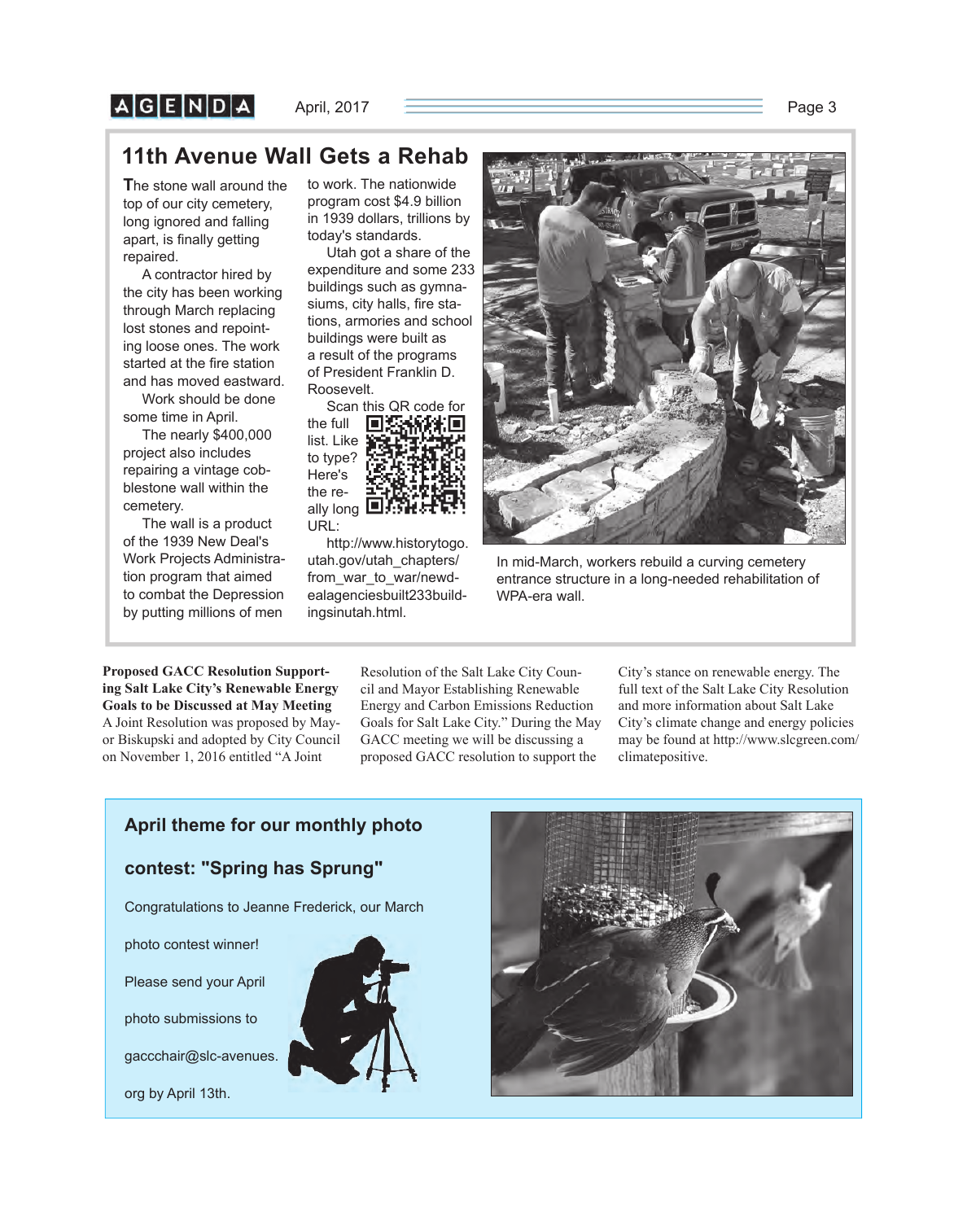## 11th Avenue Wall Gets a Rehab

The stone wall around the top of our city cemetery, long ignored and falling apart, is finally getting repaired.

A contractor hired by the city has been working through March replacing lost stones and repointing loose ones. The work started at the fire station and has moved eastward.

Work should be done some time in April.

The nearly $400,000 project also includes repairing a vintage cobblestone wall within the cemetery.

The wall is a product of the 1939 New Deal's Work Projects Administration program that aimed to combat the Depression by putting millions of men to work. The nationwide program cost $4.9 billion in 1939 dollars, trillions by today's standards.

Utah got a share of the expenditure and some 233 buildings such as gymnasiums, city halls, fire stations, armories and school buildings were built as a result of the programs of President Franklin D. Roosevelt.

Scan this QR code for the full list. Like to type? Here's the really long URL:

http://www.historytogo.utah.gov/utah_chapters/from_war_to_war/newdealagenciesbuilt233buildingsinutah.html.

In mid-March, workers rebuild a curving cemetery entrance structure in a long-needed rehabilitation of WPA-era wall.

**Proposed GACC Resolution Supporting Salt Lake City's Renewable Energy Goals to be Discussed at May Meeting**

A Joint Resolution was proposed by Mayor Biskupski and adopted by City Council on November 1, 2016 entitled "A Joint Resolution of the Salt Lake City Council and Mayor Establishing Renewable Energy and Carbon Emissions Reduction Goals for Salt Lake City." During the May GACC meeting we will be discussing a proposed GACC resolution to support the City's stance on renewable energy. The full text of the Salt Lake City Resolution and more information about Salt Lake City's climate change and energy policies may be found at http://www.slcgreen.com/climatepositive.

### April theme for our monthly photo contest: "Spring has Sprung"

Congratulations to Jeanne Frederick, our March photo contest winner!

Please send your April photo submissions to gaccchair@slc-avenues.org by April 13th.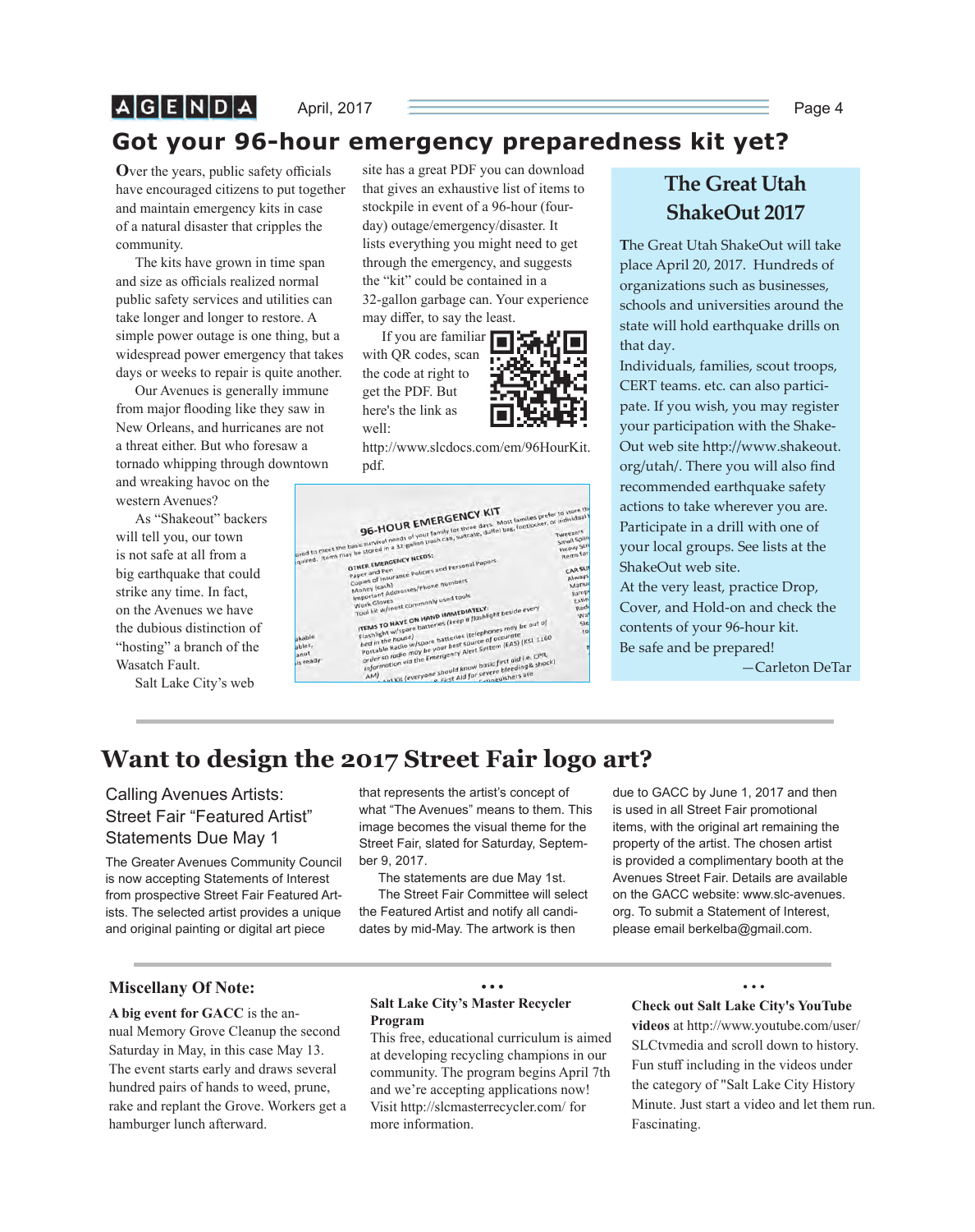# Got your 96-hour emergency preparedness kit yet?

Over the years, public safety officials have encouraged citizens to put together and maintain emergency kits in case of a natural disaster that cripples the community.

The kits have grown in time span and size as officials realized normal public safety services and utilities can take longer and longer to restore. A simple power outage is one thing, but a widespread power emergency that takes days or weeks to repair is quite another.

Our Avenues is generally immune from major flooding like they saw in New Orleans, and hurricanes are not a threat either. But who foresaw a tornado whipping through downtown and wreaking havoc on the western Avenues?

As "Shakeout" backers will tell you, our town is not safe at all from a big earthquake that could strike any time. In fact, on the Avenues we have the dubious distinction of "hosting" a branch of the Wasatch Fault.

Salt Lake City's web site has a great PDF you can download that gives an exhaustive list of items to stockpile in event of a 96-hour (four-day) outage/emergency/disaster. It lists everything you might need to get through the emergency, and suggests the "kit" could be contained in a 32-gallon garbage can. Your experience may differ, to say the least.

If you are familiar with QR codes, scan the code at right to get the PDF. But here's the link as well:

http://www.slcdocs.com/em/96HourKit.pdf.

## The Great Utah ShakeOut 2017

The Great Utah ShakeOut will take place April 20, 2017. Hundreds of organizations such as businesses, schools and universities around the state will hold earthquake drills on that day.

Individuals, families, scout troops, CERT teams. etc. can also participate. If you wish, you may register your participation with the ShakeOut web site http://www.shakeout.org/utah/. There you will also find recommended earthquake safety actions to take wherever you are. Participate in a drill with one of your local groups. See lists at the ShakeOut web site.

At the very least, practice Drop, Cover, and Hold-on and check the contents of your 96-hour kit.

Be safe and be prepared!

—Carleton DeTar

# Want to design the 2017 Street Fair logo art?

### Calling Avenues Artists: Street Fair "Featured Artist" Statements Due May 1

The Greater Avenues Community Council is now accepting Statements of Interest from prospective Street Fair Featured Artists. The selected artist provides a unique and original painting or digital art piece that represents the artist's concept of what "The Avenues" means to them. This image becomes the visual theme for the Street Fair, slated for Saturday, September 9, 2017.

The statements are due May 1st.

The Street Fair Committee will select the Featured Artist and notify all candidates by mid-May. The artwork is then due to GACC by June 1, 2017 and then is used in all Street Fair promotional items, with the original art remaining the property of the artist. The chosen artist is provided a complimentary booth at the Avenues Street Fair. Details are available on the GACC website: www.slc-avenues.org. To submit a Statement of Interest, please email berkelba@gmail.com.

### Miscellany Of Note:

**A big event for GACC** is the annual Memory Grove Cleanup the second Saturday in May, in this case May 13. The event starts early and draws several hundred pairs of hands to weed, prune, rake and replant the Grove. Workers get a hamburger lunch afterward.

• • •

**Salt Lake City's Master Recycler Program**

This free, educational curriculum is aimed at developing recycling champions in our community. The program begins April 7th and we're accepting applications now! Visit http://slcmasterrecycler.com/ for more information.

• • •

**Check out Salt Lake City's YouTube videos** at http://www.youtube.com/user/SLCtvmedia and scroll down to history. Fun stuff including in the videos under the category of "Salt Lake City History Minute. Just start a video and let them run. Fascinating.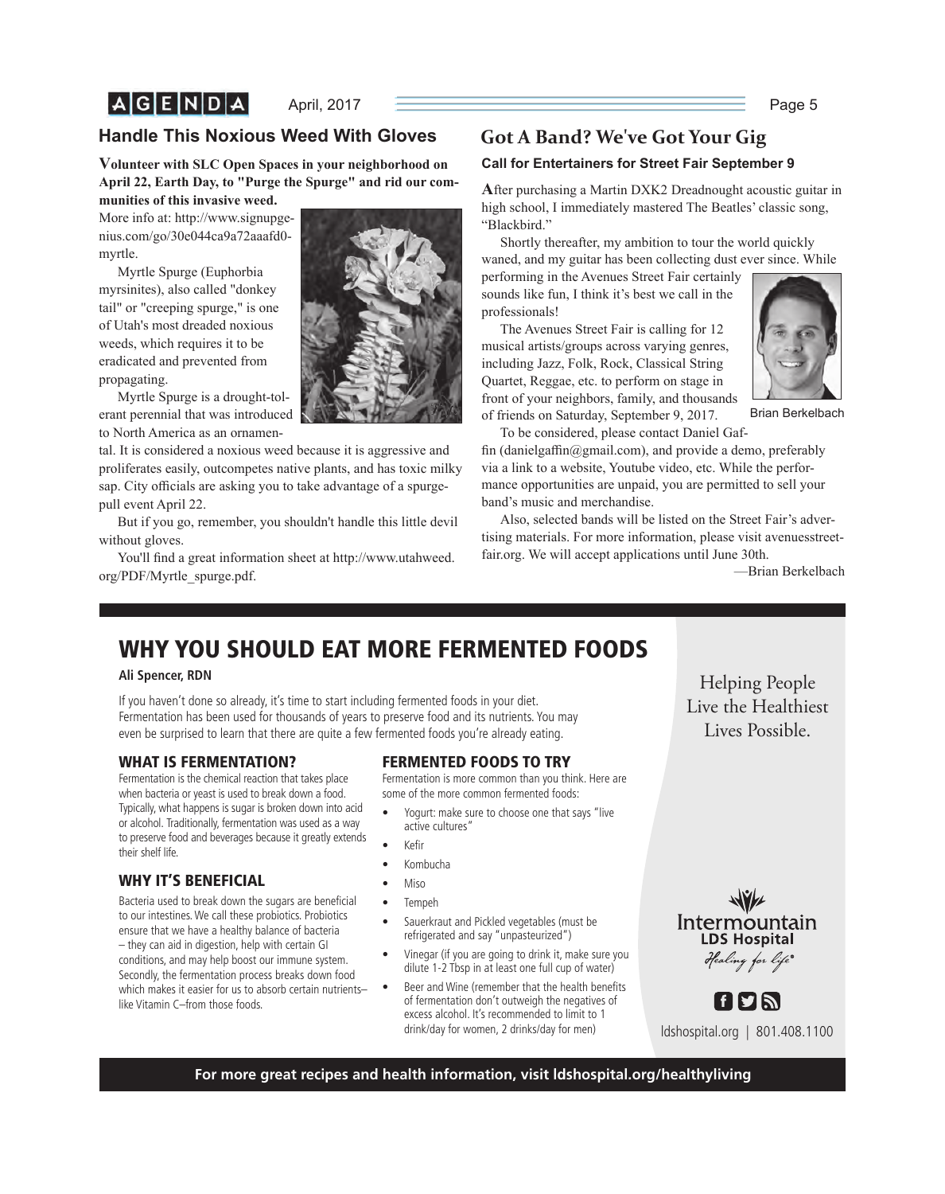## Handle This Noxious Weed With Gloves

**Volunteer with SLC Open Spaces in your neighborhood on April 22, Earth Day, to "Purge the Spurge" and rid our communities of this invasive weed.**

More info at: http://www.signupgenius.com/go/30e044ca9a72aaafd0-myrtle.

Myrtle Spurge (Euphorbia myrsinites), also called "donkey tail" or "creeping spurge," is one of Utah's most dreaded noxious weeds, which requires it to be eradicated and prevented from propagating.

Myrtle Spurge is a drought-tolerant perennial that was introduced to North America as an ornamental. It is considered a noxious weed because it is aggressive and proliferates easily, outcompetes native plants, and has toxic milky sap. City officials are asking you to take advantage of a spurge-pull event April 22.

But if you go, remember, you shouldn't handle this little devil without gloves.

You'll find a great information sheet at http://www.utahweed.org/PDF/Myrtle_spurge.pdf.

## Got A Band? We've Got Your Gig

**Call for Entertainers for Street Fair September 9**

After purchasing a Martin DXK2 Dreadnought acoustic guitar in high school, I immediately mastered The Beatles' classic song, "Blackbird."

Shortly thereafter, my ambition to tour the world quickly waned, and my guitar has been collecting dust ever since. While performing in the Avenues Street Fair certainly sounds like fun, I think it's best we call in the professionals!

The Avenues Street Fair is calling for 12 musical artists/groups across varying genres, including Jazz, Folk, Rock, Classical String Quartet, Reggae, etc. to perform on stage in front of your neighbors, family, and thousands of friends on Saturday, September 9, 2017.

Brian Berkelbach

To be considered, please contact Daniel Gaffin (danielgaffin@gmail.com), and provide a demo, preferably via a link to a website, Youtube video, etc. While the performance opportunities are unpaid, you are permitted to sell your band's music and merchandise.

Also, selected bands will be listed on the Street Fair's advertising materials. For more information, please visit avenuesstreetfair.org. We will accept applications until June 30th.

—Brian Berkelbach

## WHY YOU SHOULD EAT MORE FERMENTED FOODS

**Ali Spencer, RDN**

If you haven't done so already, it's time to start including fermented foods in your diet. Fermentation has been used for thousands of years to preserve food and its nutrients. You may even be surprised to learn that there are quite a few fermented foods you're already eating.

### WHAT IS FERMENTATION?

Fermentation is the chemical reaction that takes place when bacteria or yeast is used to break down a food. Typically, what happens is sugar is broken down into acid or alcohol. Traditionally, fermentation was used as a way to preserve food and beverages because it greatly extends their shelf life.

### WHY IT'S BENEFICIAL

Bacteria used to break down the sugars are beneficial to our intestines. We call these probiotics. Probiotics ensure that we have a healthy balance of bacteria – they can aid in digestion, help with certain GI conditions, and may help boost our immune system. Secondly, the fermentation process breaks down food which makes it easier for us to absorb certain nutrients–like Vitamin C–from those foods.

### FERMENTED FOODS TO TRY

Fermentation is more common than you think. Here are some of the more common fermented foods:

- Yogurt: make sure to choose one that says "live active cultures"
- Kefir
- Kombucha
- Miso
- Tempeh
- Sauerkraut and Pickled vegetables (must be refrigerated and say "unpasteurized")
- Vinegar (if you are going to drink it, make sure you dilute 1-2 Tbsp in at least one full cup of water)
- Beer and Wine (remember that the health benefits of fermentation don't outweigh the negatives of excess alcohol. It's recommended to limit to 1 drink/day for women, 2 drinks/day for men)

Helping People Live the Healthiest Lives Possible.

Intermountain LDS Hospital *Healing for life*®

ldshospital.org | 801.408.1100

**For more great recipes and health information, visit ldshospital.org/healthyliving**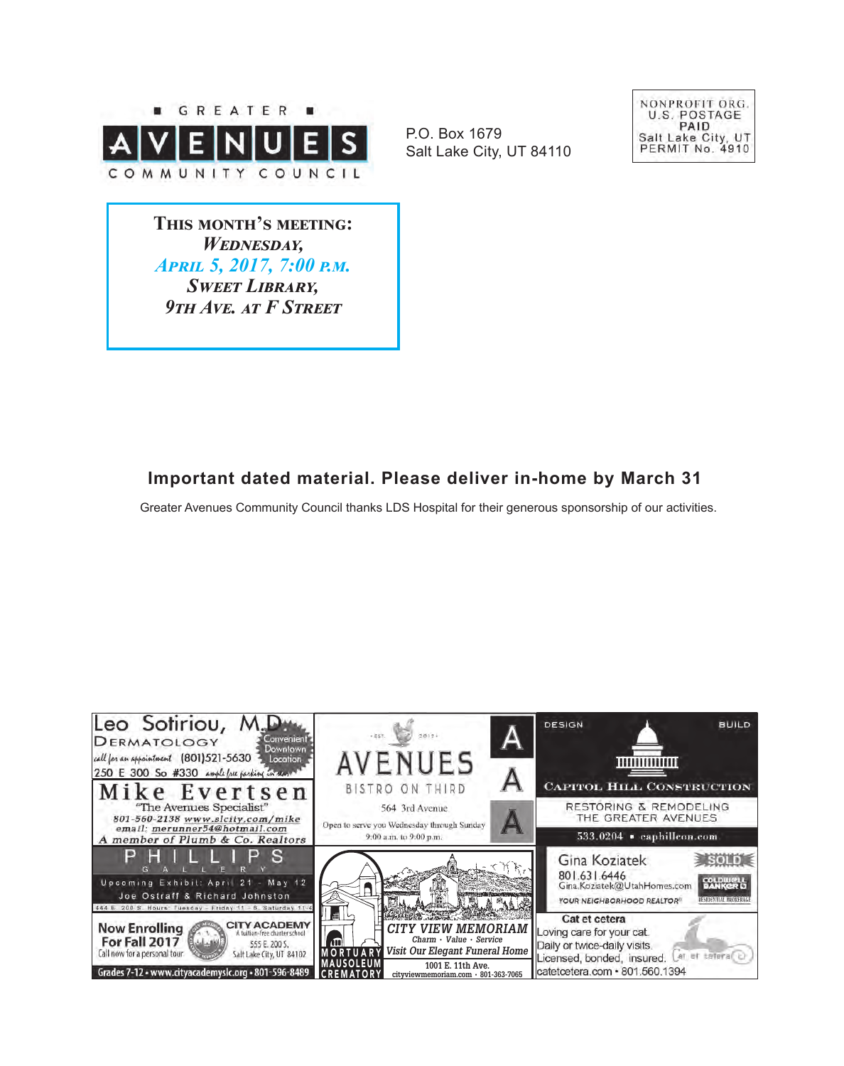■ GREATER ■

# AVENUES

COMMUNITY COUNCIL

P.O. Box 1679
Salt Lake City, UT 84110

NONPROFIT ORG.
U.S. POSTAGE
PAID
Salt Lake City, UT
PERMIT No. 4910

**THIS MONTH'S MEETING:**
***WEDNESDAY,***
***APRIL 5, 2017, 7:00 P.M.***
***SWEET LIBRARY,***
***9TH AVE. AT F STREET***

**Important dated material. Please deliver in-home by March 31**

Greater Avenues Community Council thanks LDS Hospital for their generous sponsorship of our activities.

Leo Sotiriou, M.D.
DERMATOLOGY
call for an appointment (801)521-5630
250 E 300 So #330 ample free parking in ramp
Convenient Downtown Location

Mike Evertsen
"The Avenues Specialist"
801-560-2138 www.slcity.com/mike
email: merunner54@hotmail.com
A member of Plumb & Co. Realtors

PHILLIPS GALLERY
Upcoming Exhibit: April 21 - May 12
Joe Ostraff & Richard Johnston
444 E. 200 S. Hours: Tuesday - Friday 11 - 6, Saturday 11-4

Now Enrolling For Fall 2017
Call now for a personal tour
CITY ACADEMY
A tuition-free charter school
555 E. 200 S.
Salt Lake City, UT 84102
Grades 7-12 • www.cityacademyslc.org • 801-596-8489

EST. 2013
AVENUES
BISTRO ON THIRD
564 3rd Avenue
Open to serve you Wednesday through Sunday
9:00 a.m. to 9:00 p.m.
A A A

CITY VIEW MEMORIAM
Charm • Value • Service
Visit Our Elegant Funeral Home
MORTUARY MAUSOLEUM CREMATORY
1001 E. 11th Ave.
cityviewmemoriam.com • 801-363-7065

DESIGN BUILD
CAPITOL HILL CONSTRUCTION
RESTORING & REMODELING THE GREATER AVENUES
533.0204 • caphillcon.com

Gina Koziatek
801.631.6446
Gina.Koziatek@UtahHomes.com
YOUR NEIGHBORHOOD REALTOR®
SOLD
COLDWELL BANKER
RESIDENTIAL BROKERAGE

Cat et cetera
Loving care for your cat.
Daily or twice-daily visits.
Licensed, bonded, insured.
catetcetera.com • 801.560.1394